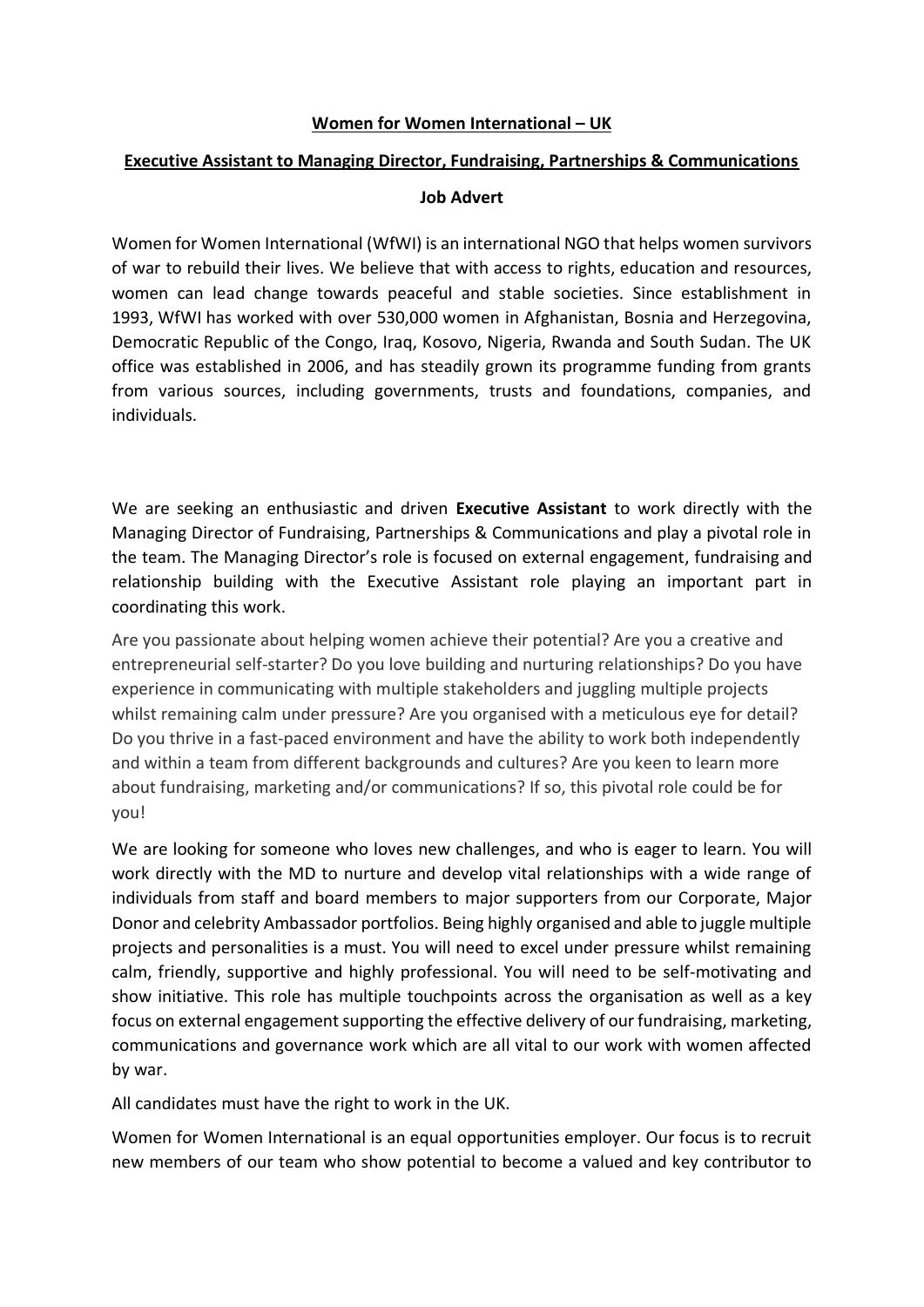**Women for Women International – UK**

**Executive Assistant to Managing Director, Fundraising, Partnerships & Communications**

**Job Advert**

Women for Women International (WfWI) is an international NGO that helps women survivors of war to rebuild their lives. We believe that with access to rights, education and resources, women can lead change towards peaceful and stable societies. Since establishment in 1993, WfWI has worked with over 530,000 women in Afghanistan, Bosnia and Herzegovina, Democratic Republic of the Congo, Iraq, Kosovo, Nigeria, Rwanda and South Sudan. The UK office was established in 2006, and has steadily grown its programme funding from grants from various sources, including governments, trusts and foundations, companies, and individuals.

We are seeking an enthusiastic and driven **Executive Assistant** to work directly with the Managing Director of Fundraising, Partnerships & Communications and play a pivotal role in the team. The Managing Director's role is focused on external engagement, fundraising and relationship building with the Executive Assistant role playing an important part in coordinating this work.

Are you passionate about helping women achieve their potential? Are you a creative and entrepreneurial self-starter? Do you love building and nurturing relationships? Do you have experience in communicating with multiple stakeholders and juggling multiple projects whilst remaining calm under pressure? Are you organised with a meticulous eye for detail? Do you thrive in a fast-paced environment and have the ability to work both independently and within a team from different backgrounds and cultures? Are you keen to learn more about fundraising, marketing and/or communications? If so, this pivotal role could be for you!

We are looking for someone who loves new challenges, and who is eager to learn. You will work directly with the MD to nurture and develop vital relationships with a wide range of individuals from staff and board members to major supporters from our Corporate, Major Donor and celebrity Ambassador portfolios. Being highly organised and able to juggle multiple projects and personalities is a must. You will need to excel under pressure whilst remaining calm, friendly, supportive and highly professional. You will need to be self-motivating and show initiative. This role has multiple touchpoints across the organisation as well as a key focus on external engagement supporting the effective delivery of our fundraising, marketing, communications and governance work which are all vital to our work with women affected by war.

All candidates must have the right to work in the UK.

Women for Women International is an equal opportunities employer. Our focus is to recruit new members of our team who show potential to become a valued and key contributor to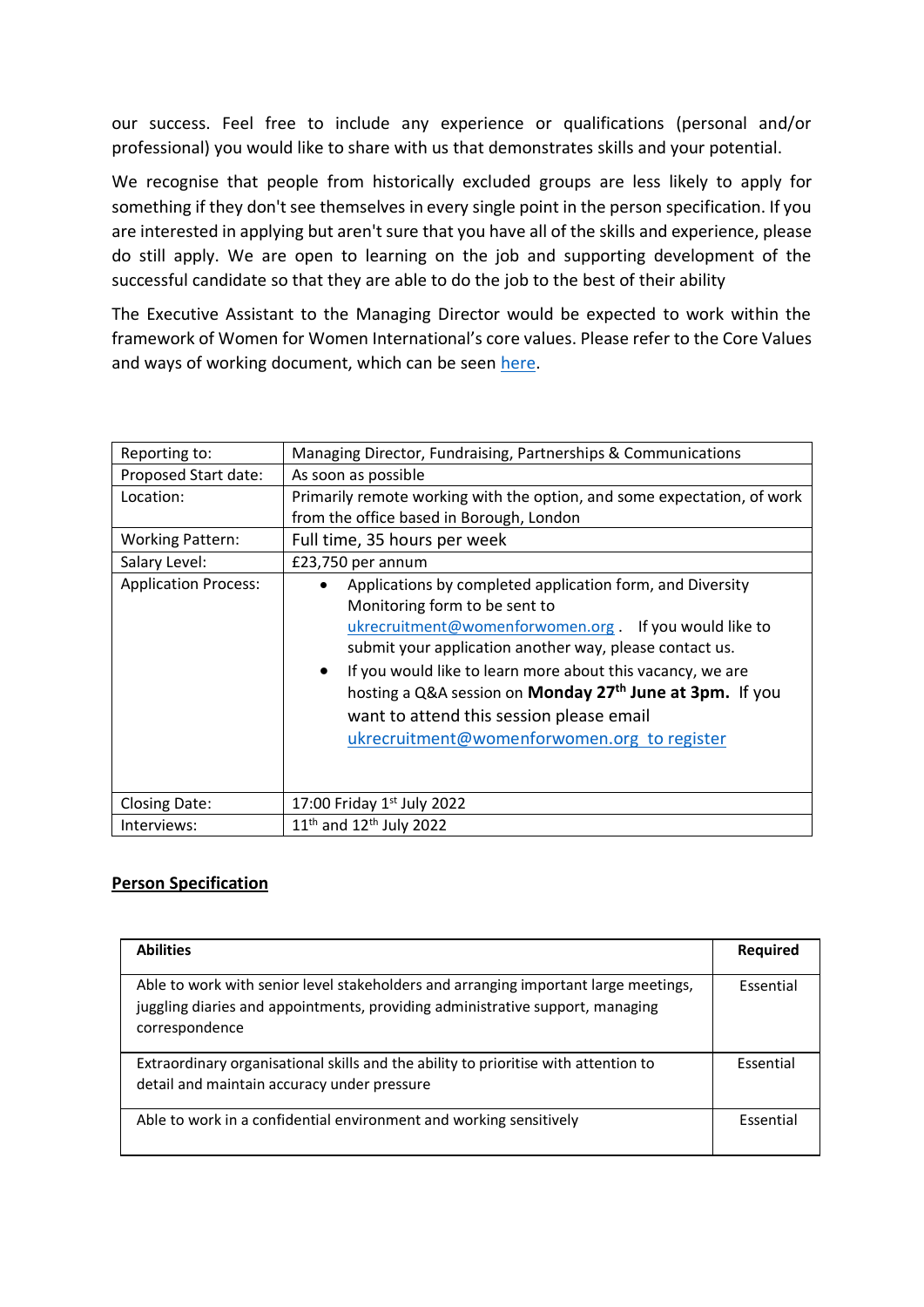our success. Feel free to include any experience or qualifications (personal and/or professional) you would like to share with us that demonstrates skills and your potential.

We recognise that people from historically excluded groups are less likely to apply for something if they don't see themselves in every single point in the person specification. If you are interested in applying but aren't sure that you have all of the skills and experience, please do still apply. We are open to learning on the job and supporting development of the successful candidate so that they are able to do the job to the best of their ability

The Executive Assistant to the Managing Director would be expected to work within the framework of Women for Women International's core values. Please refer to the Core Values and ways of working document, which can be seen here.

| | |
|---|---|
| Reporting to: | Managing Director, Fundraising, Partnerships & Communications |
| Proposed Start date: | As soon as possible |
| Location: | Primarily remote working with the option, and some expectation, of work from the office based in Borough, London |
| Working Pattern: | Full time, 35 hours per week |
| Salary Level: | £23,750 per annum |
| Application Process: | • Applications by completed application form, and Diversity Monitoring form to be sent to ukrecruitment@womenforwomen.org. If you would like to submit your application another way, please contact us.<br>• If you would like to learn more about this vacancy, we are hosting a Q&A session on **Monday 27th June at 3pm.** If you want to attend this session please email ukrecruitment@womenforwomen.org to register |
| Closing Date: | 17:00 Friday 1st July 2022 |
| Interviews: | 11th and 12th July 2022 |

## Person Specification

| Abilities | Required |
|---|---|
| Able to work with senior level stakeholders and arranging important large meetings, juggling diaries and appointments, providing administrative support, managing correspondence | Essential |
| Extraordinary organisational skills and the ability to prioritise with attention to detail and maintain accuracy under pressure | Essential |
| Able to work in a confidential environment and working sensitively | Essential |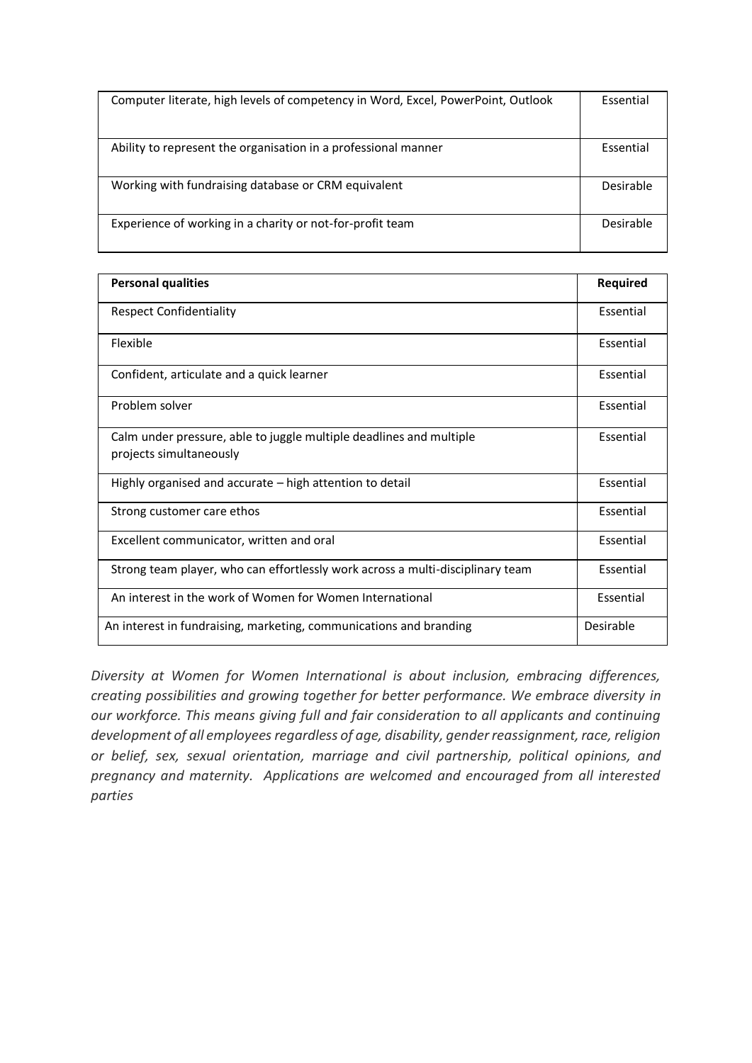| | |
|---|---|
| Computer literate, high levels of competency in Word, Excel, PowerPoint, Outlook | Essential |
| Ability to represent the organisation in a professional manner | Essential |
| Working with fundraising database or CRM equivalent | Desirable |
| Experience of working in a charity or not-for-profit team | Desirable |

| **Personal qualities** | **Required** |
|---|---|
| Respect Confidentiality | Essential |
| Flexible | Essential |
| Confident, articulate and a quick learner | Essential |
| Problem solver | Essential |
| Calm under pressure, able to juggle multiple deadlines and multiple projects simultaneously | Essential |
| Highly organised and accurate – high attention to detail | Essential |
| Strong customer care ethos | Essential |
| Excellent communicator, written and oral | Essential |
| Strong team player, who can effortlessly work across a multi-disciplinary team | Essential |
| An interest in the work of Women for Women International | Essential |
| An interest in fundraising, marketing, communications and branding | Desirable |

*Diversity at Women for Women International is about inclusion, embracing differences, creating possibilities and growing together for better performance. We embrace diversity in our workforce. This means giving full and fair consideration to all applicants and continuing development of all employees regardless of age, disability, gender reassignment, race, religion or belief, sex, sexual orientation, marriage and civil partnership, political opinions, and pregnancy and maternity. Applications are welcomed and encouraged from all interested parties*